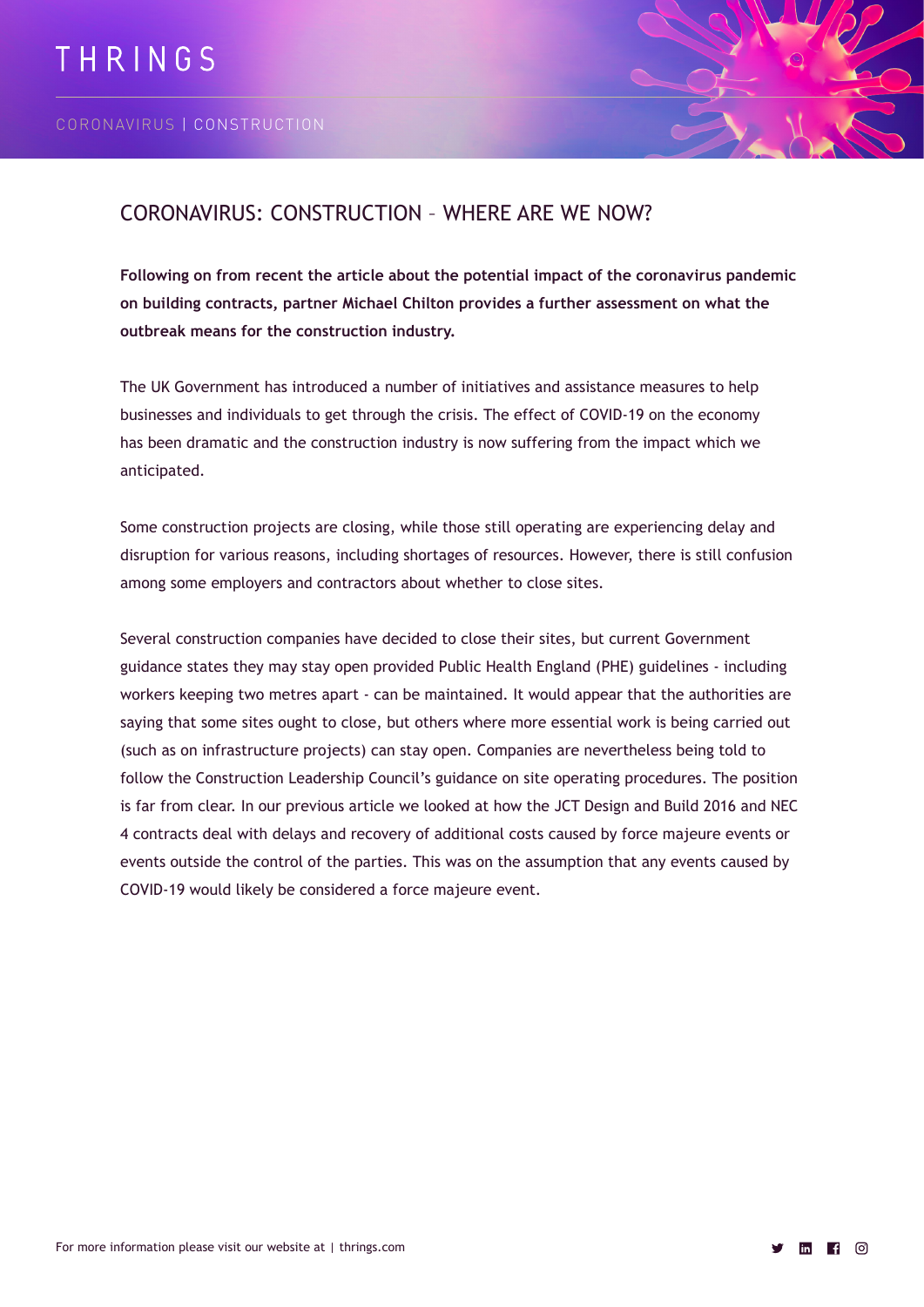# CORONAVIRUS: CONSTRUCTION – WHERE ARE WE NOW?

**Following on from recent the article about the potential impact of the coronavirus pandemic on building contracts, partner Michael Chilton provides a further assessment on what the outbreak means for the construction industry.**

The UK Government has introduced a number of initiatives and assistance measures to help businesses and individuals to get through the crisis. The effect of COVID-19 on the economy has been dramatic and the construction industry is now suffering from the impact which we anticipated.

Some construction projects are closing, while those still operating are experiencing delay and disruption for various reasons, including shortages of resources. However, there is still confusion among some employers and contractors about whether to close sites.

Several construction companies have decided to close their sites, but current Government guidance states they may stay open provided Public Health England (PHE) guidelines - including workers keeping two metres apart - can be maintained. It would appear that the authorities are saying that some sites ought to close, but others where more essential work is being carried out (such as on infrastructure projects) can stay open. Companies are nevertheless being told to follow the Construction Leadership Council's guidance on site operating procedures. The position is far from clear. In our previous article we looked at how the JCT Design and Build 2016 and NEC 4 contracts deal with delays and recovery of additional costs caused by force majeure events or events outside the control of the parties. This was on the assumption that any events caused by COVID-19 would likely be considered a force majeure event.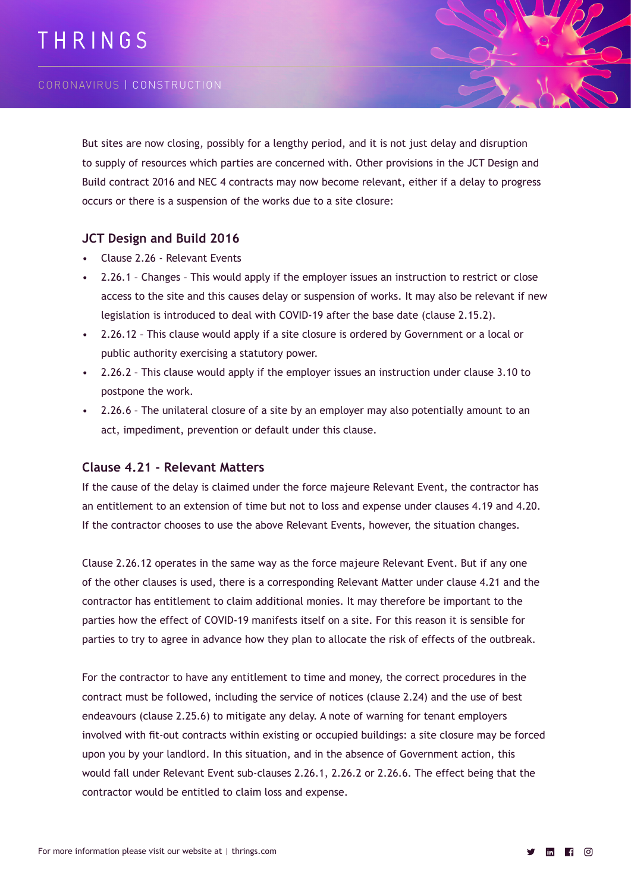But sites are now closing, possibly for a lengthy period, and it is not just delay and disruption to supply of resources which parties are concerned with. Other provisions in the JCT Design and Build contract 2016 and NEC 4 contracts may now become relevant, either if a delay to progress occurs or there is a suspension of the works due to a site closure:

## JCT Design and Build 2016

- Clause 2.26 - Relevant Events
- 2.26.1 – Changes – This would apply if the employer issues an instruction to restrict or close access to the site and this causes delay or suspension of works. It may also be relevant if new legislation is introduced to deal with COVID-19 after the base date (clause 2.15.2).
- 2.26.12 – This clause would apply if a site closure is ordered by Government or a local or public authority exercising a statutory power.
- 2.26.2 – This clause would apply if the employer issues an instruction under clause 3.10 to postpone the work.
- 2.26.6 – The unilateral closure of a site by an employer may also potentially amount to an act, impediment, prevention or default under this clause.

## Clause 4.21 - Relevant Matters

If the cause of the delay is claimed under the force majeure Relevant Event, the contractor has an entitlement to an extension of time but not to loss and expense under clauses 4.19 and 4.20. If the contractor chooses to use the above Relevant Events, however, the situation changes.

Clause 2.26.12 operates in the same way as the force majeure Relevant Event. But if any one of the other clauses is used, there is a corresponding Relevant Matter under clause 4.21 and the contractor has entitlement to claim additional monies. It may therefore be important to the parties how the effect of COVID-19 manifests itself on a site. For this reason it is sensible for parties to try to agree in advance how they plan to allocate the risk of effects of the outbreak.

For the contractor to have any entitlement to time and money, the correct procedures in the contract must be followed, including the service of notices (clause 2.24) and the use of best endeavours (clause 2.25.6) to mitigate any delay. A note of warning for tenant employers involved with fit-out contracts within existing or occupied buildings: a site closure may be forced upon you by your landlord. In this situation, and in the absence of Government action, this would fall under Relevant Event sub-clauses 2.26.1, 2.26.2 or 2.26.6. The effect being that the contractor would be entitled to claim loss and expense.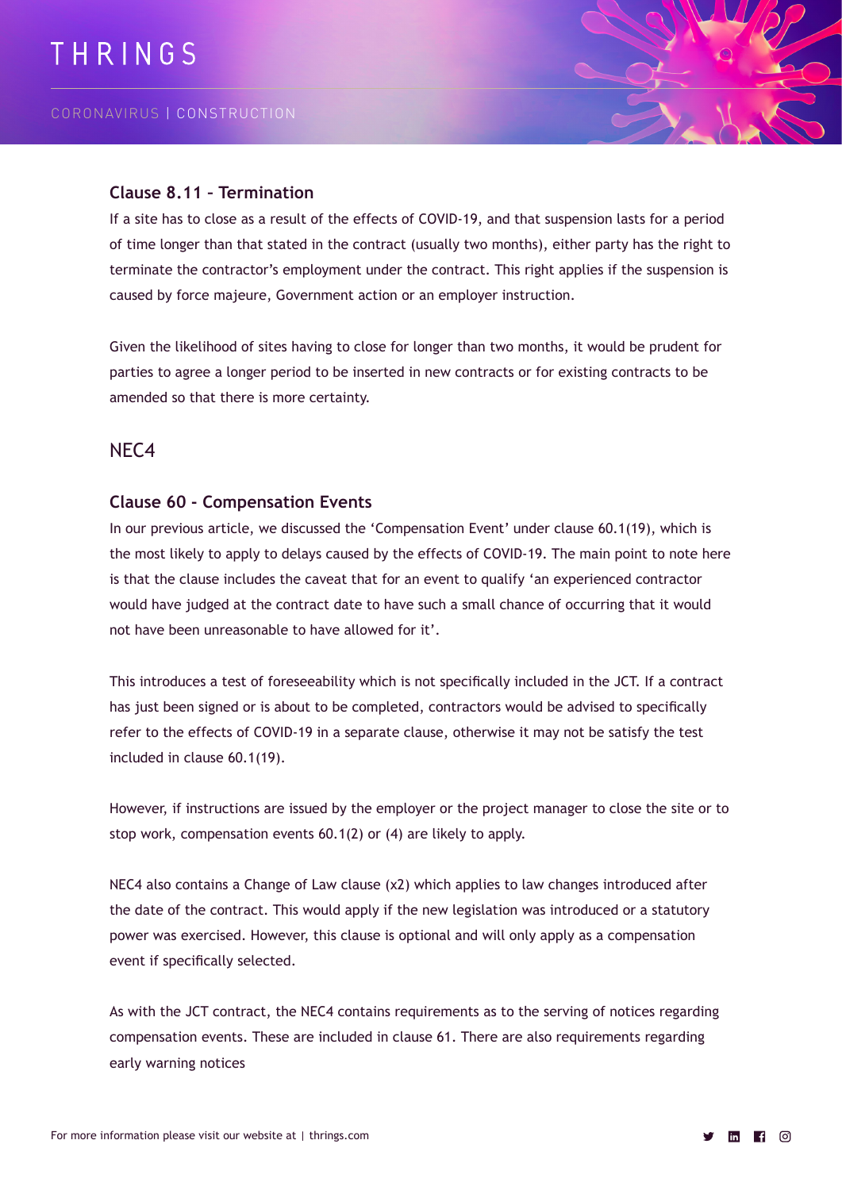### Clause 8.11 – Termination

If a site has to close as a result of the effects of COVID-19, and that suspension lasts for a period of time longer than that stated in the contract (usually two months), either party has the right to terminate the contractor's employment under the contract. This right applies if the suspension is caused by force majeure, Government action or an employer instruction.

Given the likelihood of sites having to close for longer than two months, it would be prudent for parties to agree a longer period to be inserted in new contracts or for existing contracts to be amended so that there is more certainty.

## NEC4

### Clause 60 - Compensation Events

In our previous article, we discussed the 'Compensation Event' under clause 60.1(19), which is the most likely to apply to delays caused by the effects of COVID-19. The main point to note here is that the clause includes the caveat that for an event to qualify 'an experienced contractor would have judged at the contract date to have such a small chance of occurring that it would not have been unreasonable to have allowed for it'.

This introduces a test of foreseeability which is not specifically included in the JCT. If a contract has just been signed or is about to be completed, contractors would be advised to specifically refer to the effects of COVID-19 in a separate clause, otherwise it may not be satisfy the test included in clause 60.1(19).

However, if instructions are issued by the employer or the project manager to close the site or to stop work, compensation events 60.1(2) or (4) are likely to apply.

NEC4 also contains a Change of Law clause (x2) which applies to law changes introduced after the date of the contract. This would apply if the new legislation was introduced or a statutory power was exercised. However, this clause is optional and will only apply as a compensation event if specifically selected.

As with the JCT contract, the NEC4 contains requirements as to the serving of notices regarding compensation events. These are included in clause 61. There are also requirements regarding early warning notices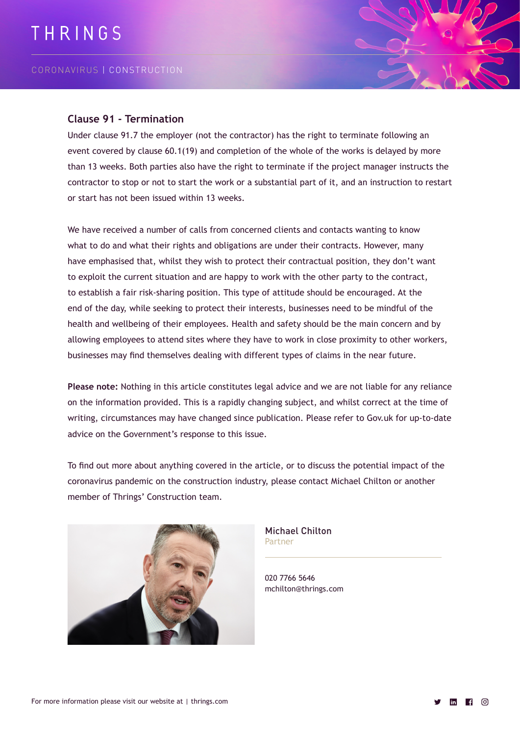## Clause 91 - Termination

Under clause 91.7 the employer (not the contractor) has the right to terminate following an event covered by clause 60.1(19) and completion of the whole of the works is delayed by more than 13 weeks. Both parties also have the right to terminate if the project manager instructs the contractor to stop or not to start the work or a substantial part of it, and an instruction to restart or start has not been issued within 13 weeks.

We have received a number of calls from concerned clients and contacts wanting to know what to do and what their rights and obligations are under their contracts. However, many have emphasised that, whilst they wish to protect their contractual position, they don't want to exploit the current situation and are happy to work with the other party to the contract, to establish a fair risk-sharing position. This type of attitude should be encouraged. At the end of the day, while seeking to protect their interests, businesses need to be mindful of the health and wellbeing of their employees. Health and safety should be the main concern and by allowing employees to attend sites where they have to work in close proximity to other workers, businesses may find themselves dealing with different types of claims in the near future.

**Please note:** Nothing in this article constitutes legal advice and we are not liable for any reliance on the information provided. This is a rapidly changing subject, and whilst correct at the time of writing, circumstances may have changed since publication. Please refer to Gov.uk for up-to-date advice on the Government's response to this issue.

To find out more about anything covered in the article, or to discuss the potential impact of the coronavirus pandemic on the construction industry, please contact Michael Chilton or another member of Thrings' Construction team.

**Michael Chilton**
Partner

020 7766 5646
mchilton@thrings.com